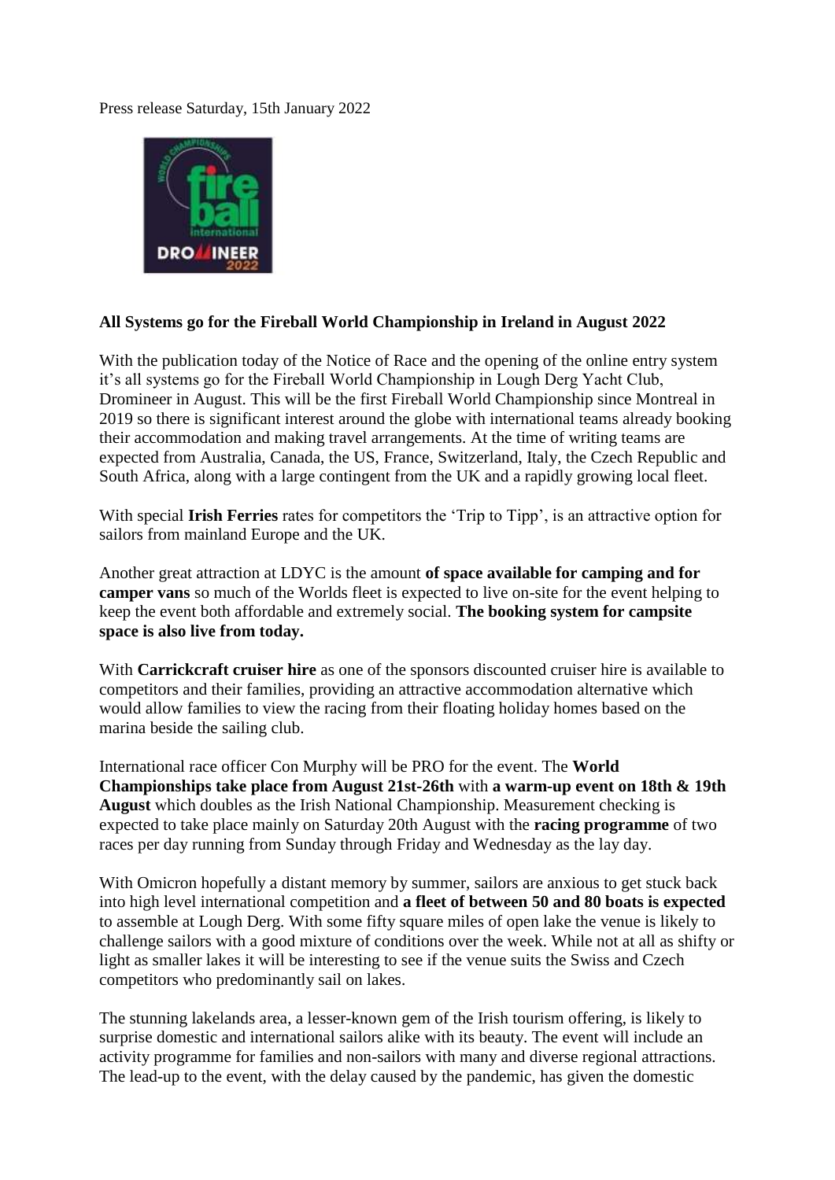Press release Saturday, 15th January 2022

**All Systems go for the Fireball World Championship in Ireland in August 2022**

With the publication today of the Notice of Race and the opening of the online entry system it's all systems go for the Fireball World Championship in Lough Derg Yacht Club, Dromineer in August. This will be the first Fireball World Championship since Montreal in 2019 so there is significant interest around the globe with international teams already booking their accommodation and making travel arrangements. At the time of writing teams are expected from Australia, Canada, the US, France, Switzerland, Italy, the Czech Republic and South Africa, along with a large contingent from the UK and a rapidly growing local fleet.

With special **Irish Ferries** rates for competitors the 'Trip to Tipp', is an attractive option for sailors from mainland Europe and the UK.

Another great attraction at LDYC is the amount **of space available for camping and for camper vans** so much of the Worlds fleet is expected to live on-site for the event helping to keep the event both affordable and extremely social. **The booking system for campsite space is also live from today.**

With **Carrickcraft cruiser hire** as one of the sponsors discounted cruiser hire is available to competitors and their families, providing an attractive accommodation alternative which would allow families to view the racing from their floating holiday homes based on the marina beside the sailing club.

International race officer Con Murphy will be PRO for the event. The **World Championships take place from August 21st-26th** with **a warm-up event on 18th & 19th August** which doubles as the Irish National Championship. Measurement checking is expected to take place mainly on Saturday 20th August with the **racing programme** of two races per day running from Sunday through Friday and Wednesday as the lay day.

With Omicron hopefully a distant memory by summer, sailors are anxious to get stuck back into high level international competition and **a fleet of between 50 and 80 boats is expected** to assemble at Lough Derg. With some fifty square miles of open lake the venue is likely to challenge sailors with a good mixture of conditions over the week. While not at all as shifty or light as smaller lakes it will be interesting to see if the venue suits the Swiss and Czech competitors who predominantly sail on lakes.

The stunning lakelands area, a lesser-known gem of the Irish tourism offering, is likely to surprise domestic and international sailors alike with its beauty. The event will include an activity programme for families and non-sailors with many and diverse regional attractions. The lead-up to the event, with the delay caused by the pandemic, has given the domestic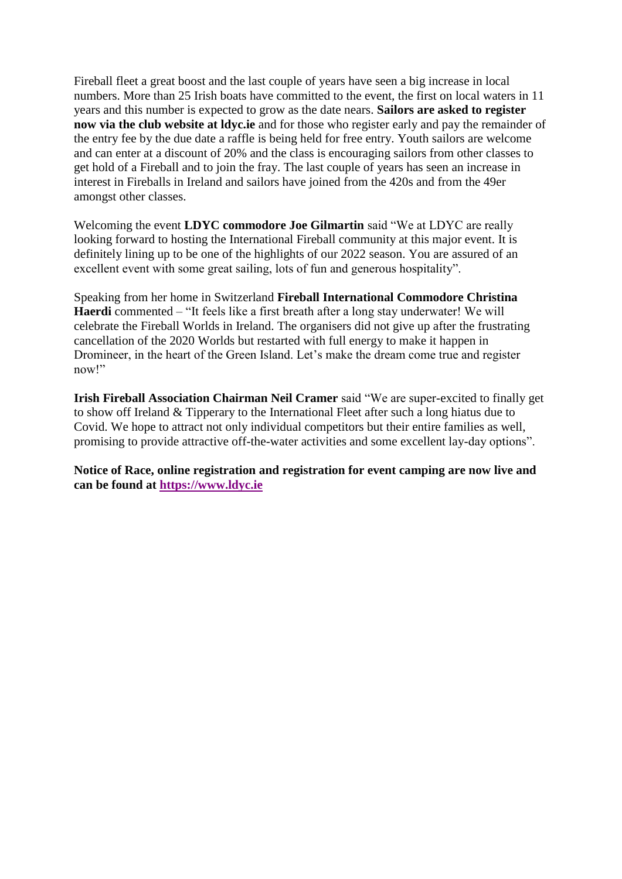Fireball fleet a great boost and the last couple of years have seen a big increase in local numbers. More than 25 Irish boats have committed to the event, the first on local waters in 11 years and this number is expected to grow as the date nears. **Sailors are asked to register now via the club website at ldyc.ie** and for those who register early and pay the remainder of the entry fee by the due date a raffle is being held for free entry. Youth sailors are welcome and can enter at a discount of 20% and the class is encouraging sailors from other classes to get hold of a Fireball and to join the fray. The last couple of years has seen an increase in interest in Fireballs in Ireland and sailors have joined from the 420s and from the 49er amongst other classes.

Welcoming the event **LDYC commodore Joe Gilmartin** said "We at LDYC are really looking forward to hosting the International Fireball community at this major event. It is definitely lining up to be one of the highlights of our 2022 season. You are assured of an excellent event with some great sailing, lots of fun and generous hospitality".

Speaking from her home in Switzerland **Fireball International Commodore Christina Haerdi** commented – "It feels like a first breath after a long stay underwater! We will celebrate the Fireball Worlds in Ireland. The organisers did not give up after the frustrating cancellation of the 2020 Worlds but restarted with full energy to make it happen in Dromineer, in the heart of the Green Island. Let's make the dream come true and register now!"

**Irish Fireball Association Chairman Neil Cramer** said "We are super-excited to finally get to show off Ireland & Tipperary to the International Fleet after such a long hiatus due to Covid. We hope to attract not only individual competitors but their entire families as well, promising to provide attractive off-the-water activities and some excellent lay-day options".

**Notice of Race, online registration and registration for event camping are now live and can be found at [https://www.ldyc.ie](https://www.ldyc.ie)**